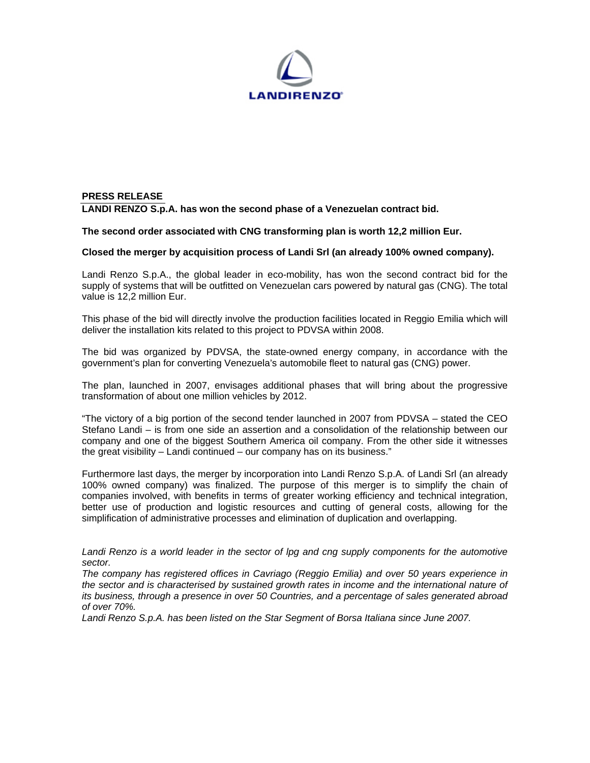**PRESS RELEASE**

**LANDI RENZO S.p.A. has won the second phase of a Venezuelan contract bid.**

**The second order associated with CNG transforming plan is worth 12,2 million Eur.**

**Closed the merger by acquisition process of Landi Srl (an already 100% owned company).**

Landi Renzo S.p.A., the global leader in eco-mobility, has won the second contract bid for the supply of systems that will be outfitted on Venezuelan cars powered by natural gas (CNG). The total value is 12,2 million Eur.

This phase of the bid will directly involve the production facilities located in Reggio Emilia which will deliver the installation kits related to this project to PDVSA within 2008.

The bid was organized by PDVSA, the state-owned energy company, in accordance with the government's plan for converting Venezuela's automobile fleet to natural gas (CNG) power.

The plan, launched in 2007, envisages additional phases that will bring about the progressive transformation of about one million vehicles by 2012.

"The victory of a big portion of the second tender launched in 2007 from PDVSA – stated the CEO Stefano Landi – is from one side an assertion and a consolidation of the relationship between our company and one of the biggest Southern America oil company. From the other side it witnesses the great visibility – Landi continued – our company has on its business."

Furthermore last days, the merger by incorporation into Landi Renzo S.p.A. of Landi Srl (an already 100% owned company) was finalized. The purpose of this merger is to simplify the chain of companies involved, with benefits in terms of greater working efficiency and technical integration, better use of production and logistic resources and cutting of general costs, allowing for the simplification of administrative processes and elimination of duplication and overlapping.

*Landi Renzo is a world leader in the sector of lpg and cng supply components for the automotive sector.*

*The company has registered offices in Cavriago (Reggio Emilia) and over 50 years experience in the sector and is characterised by sustained growth rates in income and the international nature of its business, through a presence in over 50 Countries, and a percentage of sales generated abroad of over 70%.*

*Landi Renzo S.p.A. has been listed on the Star Segment of Borsa Italiana since June 2007.*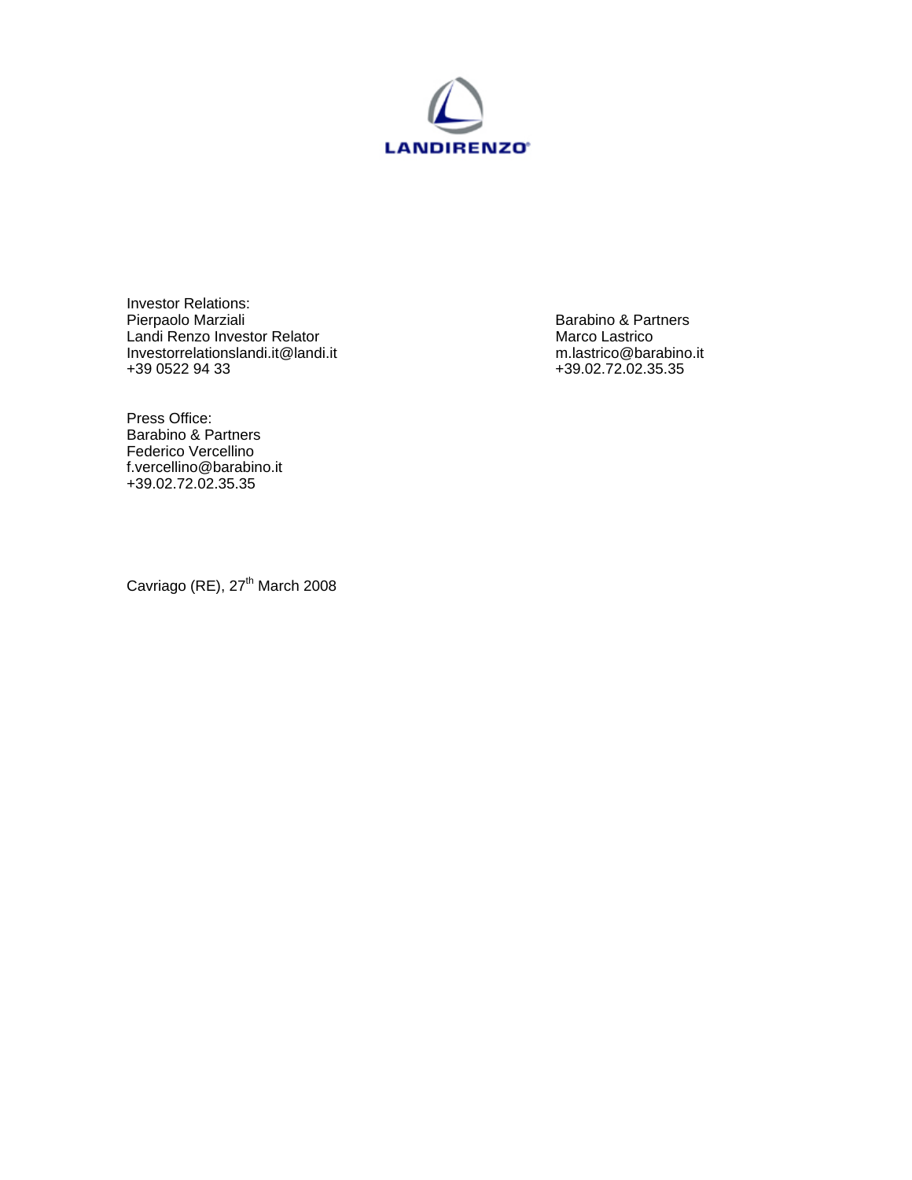LANDIRENZO

Investor Relations:
Pierpaolo Marziali
Landi Renzo Investor Relator
Investorrelationslandi.it@landi.it
+39 0522 94 33

Barabino & Partners
Marco Lastrico
m.lastrico@barabino.it
+39.02.72.02.35.35

Press Office:
Barabino & Partners
Federico Vercellino
f.vercellino@barabino.it
+39.02.72.02.35.35

Cavriago (RE), 27th March 2008